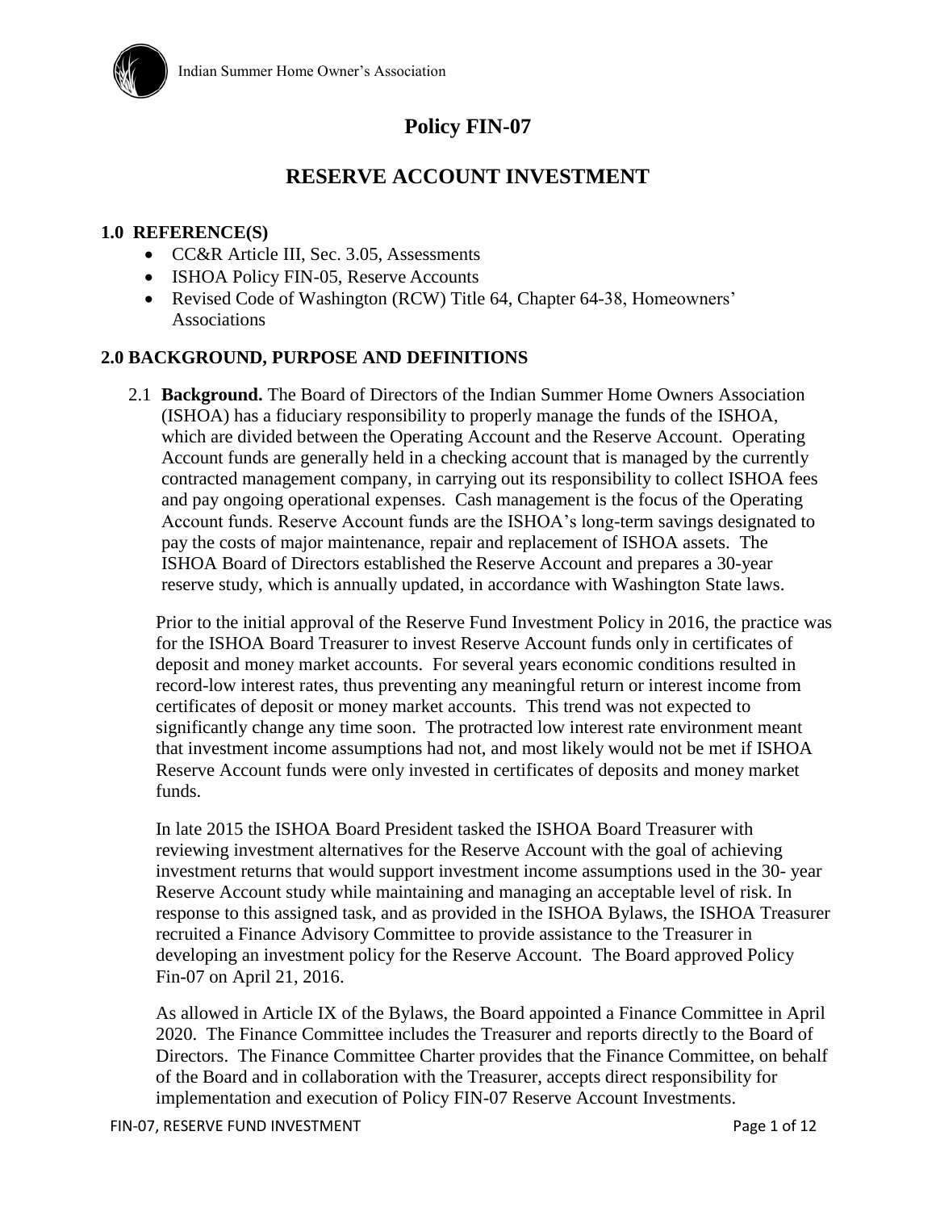# Policy FIN-07

## RESERVE ACCOUNT INVESTMENT

### 1.0 REFERENCE(S)

- CC&R Article III, Sec. 3.05, Assessments
- ISHOA Policy FIN-05, Reserve Accounts
- Revised Code of Washington (RCW) Title 64, Chapter 64-38, Homeowners' Associations

### 2.0 BACKGROUND, PURPOSE AND DEFINITIONS

2.1 **Background.** The Board of Directors of the Indian Summer Home Owners Association (ISHOA) has a fiduciary responsibility to properly manage the funds of the ISHOA, which are divided between the Operating Account and the Reserve Account. Operating Account funds are generally held in a checking account that is managed by the currently contracted management company, in carrying out its responsibility to collect ISHOA fees and pay ongoing operational expenses. Cash management is the focus of the Operating Account funds. Reserve Account funds are the ISHOA's long-term savings designated to pay the costs of major maintenance, repair and replacement of ISHOA assets. The ISHOA Board of Directors established the Reserve Account and prepares a 30-year reserve study, which is annually updated, in accordance with Washington State laws.

Prior to the initial approval of the Reserve Fund Investment Policy in 2016, the practice was for the ISHOA Board Treasurer to invest Reserve Account funds only in certificates of deposit and money market accounts. For several years economic conditions resulted in record-low interest rates, thus preventing any meaningful return or interest income from certificates of deposit or money market accounts. This trend was not expected to significantly change any time soon. The protracted low interest rate environment meant that investment income assumptions had not, and most likely would not be met if ISHOA Reserve Account funds were only invested in certificates of deposits and money market funds.

In late 2015 the ISHOA Board President tasked the ISHOA Board Treasurer with reviewing investment alternatives for the Reserve Account with the goal of achieving investment returns that would support investment income assumptions used in the 30- year Reserve Account study while maintaining and managing an acceptable level of risk. In response to this assigned task, and as provided in the ISHOA Bylaws, the ISHOA Treasurer recruited a Finance Advisory Committee to provide assistance to the Treasurer in developing an investment policy for the Reserve Account. The Board approved Policy Fin-07 on April 21, 2016.

As allowed in Article IX of the Bylaws, the Board appointed a Finance Committee in April 2020. The Finance Committee includes the Treasurer and reports directly to the Board of Directors. The Finance Committee Charter provides that the Finance Committee, on behalf of the Board and in collaboration with the Treasurer, accepts direct responsibility for implementation and execution of Policy FIN-07 Reserve Account Investments.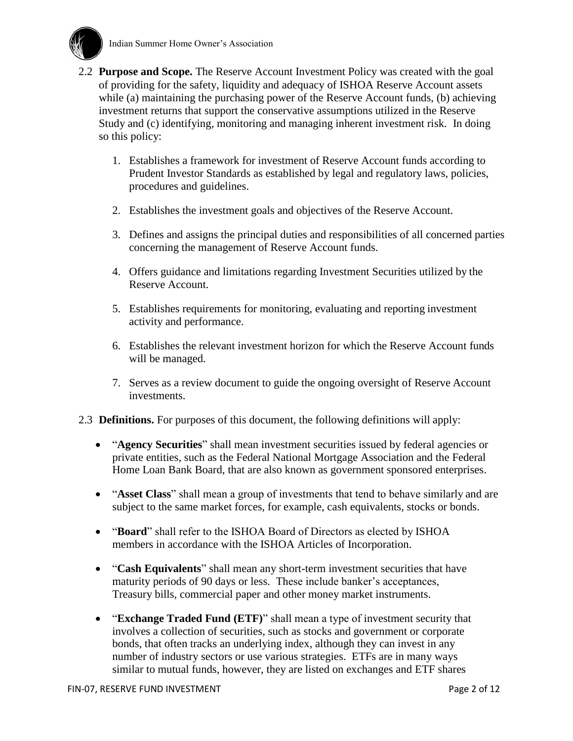2.2 **Purpose and Scope.** The Reserve Account Investment Policy was created with the goal of providing for the safety, liquidity and adequacy of ISHOA Reserve Account assets while (a) maintaining the purchasing power of the Reserve Account funds, (b) achieving investment returns that support the conservative assumptions utilized in the Reserve Study and (c) identifying, monitoring and managing inherent investment risk. In doing so this policy:

1. Establishes a framework for investment of Reserve Account funds according to Prudent Investor Standards as established by legal and regulatory laws, policies, procedures and guidelines.

2. Establishes the investment goals and objectives of the Reserve Account.

3. Defines and assigns the principal duties and responsibilities of all concerned parties concerning the management of Reserve Account funds.

4. Offers guidance and limitations regarding Investment Securities utilized by the Reserve Account.

5. Establishes requirements for monitoring, evaluating and reporting investment activity and performance.

6. Establishes the relevant investment horizon for which the Reserve Account funds will be managed.

7. Serves as a review document to guide the ongoing oversight of Reserve Account investments.

2.3 **Definitions.** For purposes of this document, the following definitions will apply:

- "**Agency Securities**" shall mean investment securities issued by federal agencies or private entities, such as the Federal National Mortgage Association and the Federal Home Loan Bank Board, that are also known as government sponsored enterprises.

- "**Asset Class**" shall mean a group of investments that tend to behave similarly and are subject to the same market forces, for example, cash equivalents, stocks or bonds.

- "**Board**" shall refer to the ISHOA Board of Directors as elected by ISHOA members in accordance with the ISHOA Articles of Incorporation.

- "**Cash Equivalents**" shall mean any short-term investment securities that have maturity periods of 90 days or less. These include banker's acceptances, Treasury bills, commercial paper and other money market instruments.

- "**Exchange Traded Fund (ETF)**" shall mean a type of investment security that involves a collection of securities, such as stocks and government or corporate bonds, that often tracks an underlying index, although they can invest in any number of industry sectors or use various strategies. ETFs are in many ways similar to mutual funds, however, they are listed on exchanges and ETF shares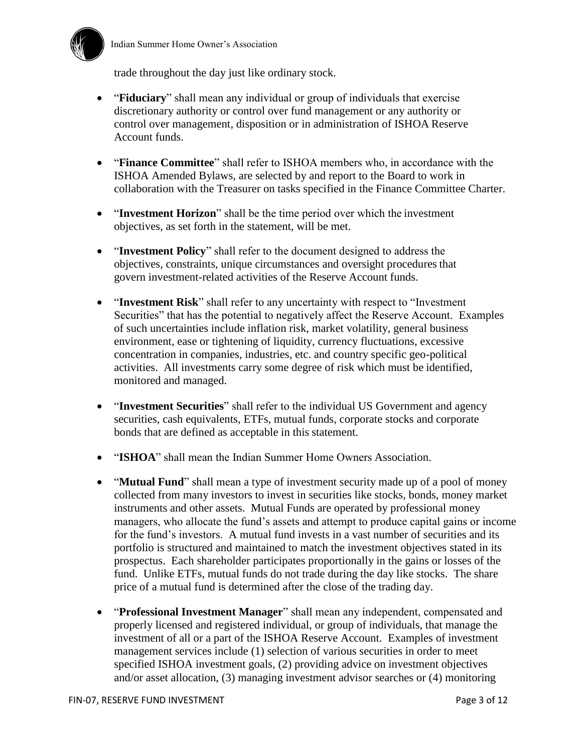trade throughout the day just like ordinary stock.

- "**Fiduciary**" shall mean any individual or group of individuals that exercise discretionary authority or control over fund management or any authority or control over management, disposition or in administration of ISHOA Reserve Account funds.

- "**Finance Committee**" shall refer to ISHOA members who, in accordance with the ISHOA Amended Bylaws, are selected by and report to the Board to work in collaboration with the Treasurer on tasks specified in the Finance Committee Charter.

- "**Investment Horizon**" shall be the time period over which the investment objectives, as set forth in the statement, will be met.

- "**Investment Policy**" shall refer to the document designed to address the objectives, constraints, unique circumstances and oversight procedures that govern investment-related activities of the Reserve Account funds.

- "**Investment Risk**" shall refer to any uncertainty with respect to "Investment Securities" that has the potential to negatively affect the Reserve Account. Examples of such uncertainties include inflation risk, market volatility, general business environment, ease or tightening of liquidity, currency fluctuations, excessive concentration in companies, industries, etc. and country specific geo-political activities. All investments carry some degree of risk which must be identified, monitored and managed.

- "**Investment Securities**" shall refer to the individual US Government and agency securities, cash equivalents, ETFs, mutual funds, corporate stocks and corporate bonds that are defined as acceptable in this statement.

- "**ISHOA**" shall mean the Indian Summer Home Owners Association.

- "**Mutual Fund**" shall mean a type of investment security made up of a pool of money collected from many investors to invest in securities like stocks, bonds, money market instruments and other assets. Mutual Funds are operated by professional money managers, who allocate the fund's assets and attempt to produce capital gains or income for the fund's investors. A mutual fund invests in a vast number of securities and its portfolio is structured and maintained to match the investment objectives stated in its prospectus. Each shareholder participates proportionally in the gains or losses of the fund. Unlike ETFs, mutual funds do not trade during the day like stocks. The share price of a mutual fund is determined after the close of the trading day.

- "**Professional Investment Manager**" shall mean any independent, compensated and properly licensed and registered individual, or group of individuals, that manage the investment of all or a part of the ISHOA Reserve Account. Examples of investment management services include (1) selection of various securities in order to meet specified ISHOA investment goals, (2) providing advice on investment objectives and/or asset allocation, (3) managing investment advisor searches or (4) monitoring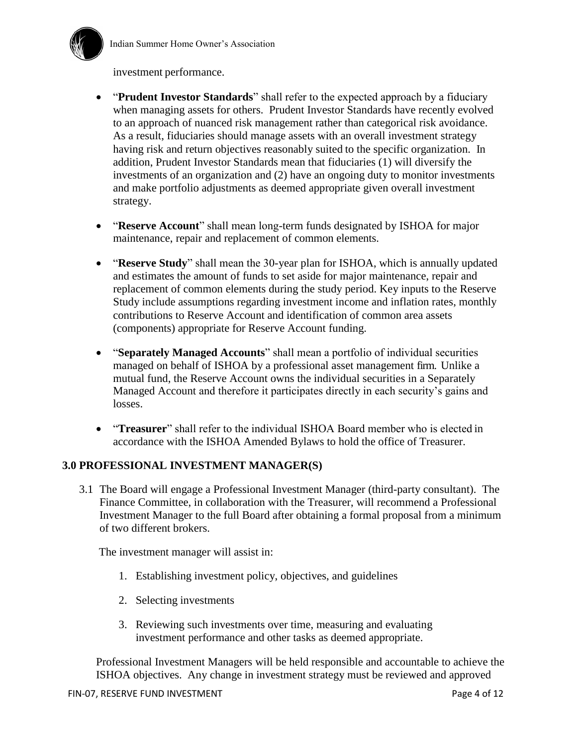investment performance.

- "**Prudent Investor Standards**" shall refer to the expected approach by a fiduciary when managing assets for others. Prudent Investor Standards have recently evolved to an approach of nuanced risk management rather than categorical risk avoidance. As a result, fiduciaries should manage assets with an overall investment strategy having risk and return objectives reasonably suited to the specific organization. In addition, Prudent Investor Standards mean that fiduciaries (1) will diversify the investments of an organization and (2) have an ongoing duty to monitor investments and make portfolio adjustments as deemed appropriate given overall investment strategy.

- "**Reserve Account**" shall mean long-term funds designated by ISHOA for major maintenance, repair and replacement of common elements.

- "**Reserve Study**" shall mean the 30-year plan for ISHOA, which is annually updated and estimates the amount of funds to set aside for major maintenance, repair and replacement of common elements during the study period. Key inputs to the Reserve Study include assumptions regarding investment income and inflation rates, monthly contributions to Reserve Account and identification of common area assets (components) appropriate for Reserve Account funding.

- "**Separately Managed Accounts**" shall mean a portfolio of individual securities managed on behalf of ISHOA by a professional asset management firm. Unlike a mutual fund, the Reserve Account owns the individual securities in a Separately Managed Account and therefore it participates directly in each security's gains and losses.

- "**Treasurer**" shall refer to the individual ISHOA Board member who is elected in accordance with the ISHOA Amended Bylaws to hold the office of Treasurer.

## 3.0 PROFESSIONAL INVESTMENT MANAGER(S)

3.1 The Board will engage a Professional Investment Manager (third-party consultant). The Finance Committee, in collaboration with the Treasurer, will recommend a Professional Investment Manager to the full Board after obtaining a formal proposal from a minimum of two different brokers.

The investment manager will assist in:

1. Establishing investment policy, objectives, and guidelines
2. Selecting investments
3. Reviewing such investments over time, measuring and evaluating investment performance and other tasks as deemed appropriate.

Professional Investment Managers will be held responsible and accountable to achieve the ISHOA objectives. Any change in investment strategy must be reviewed and approved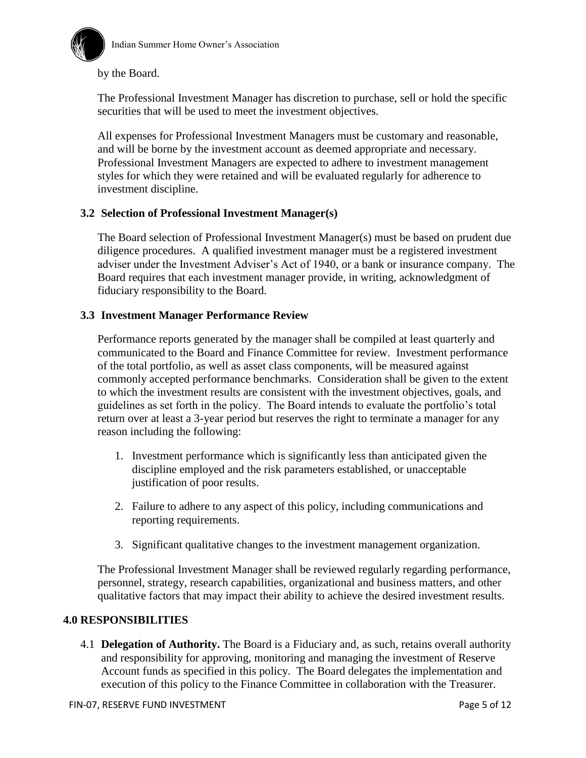by the Board.

The Professional Investment Manager has discretion to purchase, sell or hold the specific securities that will be used to meet the investment objectives.

All expenses for Professional Investment Managers must be customary and reasonable, and will be borne by the investment account as deemed appropriate and necessary. Professional Investment Managers are expected to adhere to investment management styles for which they were retained and will be evaluated regularly for adherence to investment discipline.

### 3.2 Selection of Professional Investment Manager(s)

The Board selection of Professional Investment Manager(s) must be based on prudent due diligence procedures. A qualified investment manager must be a registered investment adviser under the Investment Adviser's Act of 1940, or a bank or insurance company. The Board requires that each investment manager provide, in writing, acknowledgment of fiduciary responsibility to the Board.

### 3.3 Investment Manager Performance Review

Performance reports generated by the manager shall be compiled at least quarterly and communicated to the Board and Finance Committee for review. Investment performance of the total portfolio, as well as asset class components, will be measured against commonly accepted performance benchmarks. Consideration shall be given to the extent to which the investment results are consistent with the investment objectives, goals, and guidelines as set forth in the policy. The Board intends to evaluate the portfolio's total return over at least a 3-year period but reserves the right to terminate a manager for any reason including the following:

1. Investment performance which is significantly less than anticipated given the discipline employed and the risk parameters established, or unacceptable justification of poor results.

2. Failure to adhere to any aspect of this policy, including communications and reporting requirements.

3. Significant qualitative changes to the investment management organization.

The Professional Investment Manager shall be reviewed regularly regarding performance, personnel, strategy, research capabilities, organizational and business matters, and other qualitative factors that may impact their ability to achieve the desired investment results.

## 4.0 RESPONSIBILITIES

4.1 **Delegation of Authority.** The Board is a Fiduciary and, as such, retains overall authority and responsibility for approving, monitoring and managing the investment of Reserve Account funds as specified in this policy. The Board delegates the implementation and execution of this policy to the Finance Committee in collaboration with the Treasurer.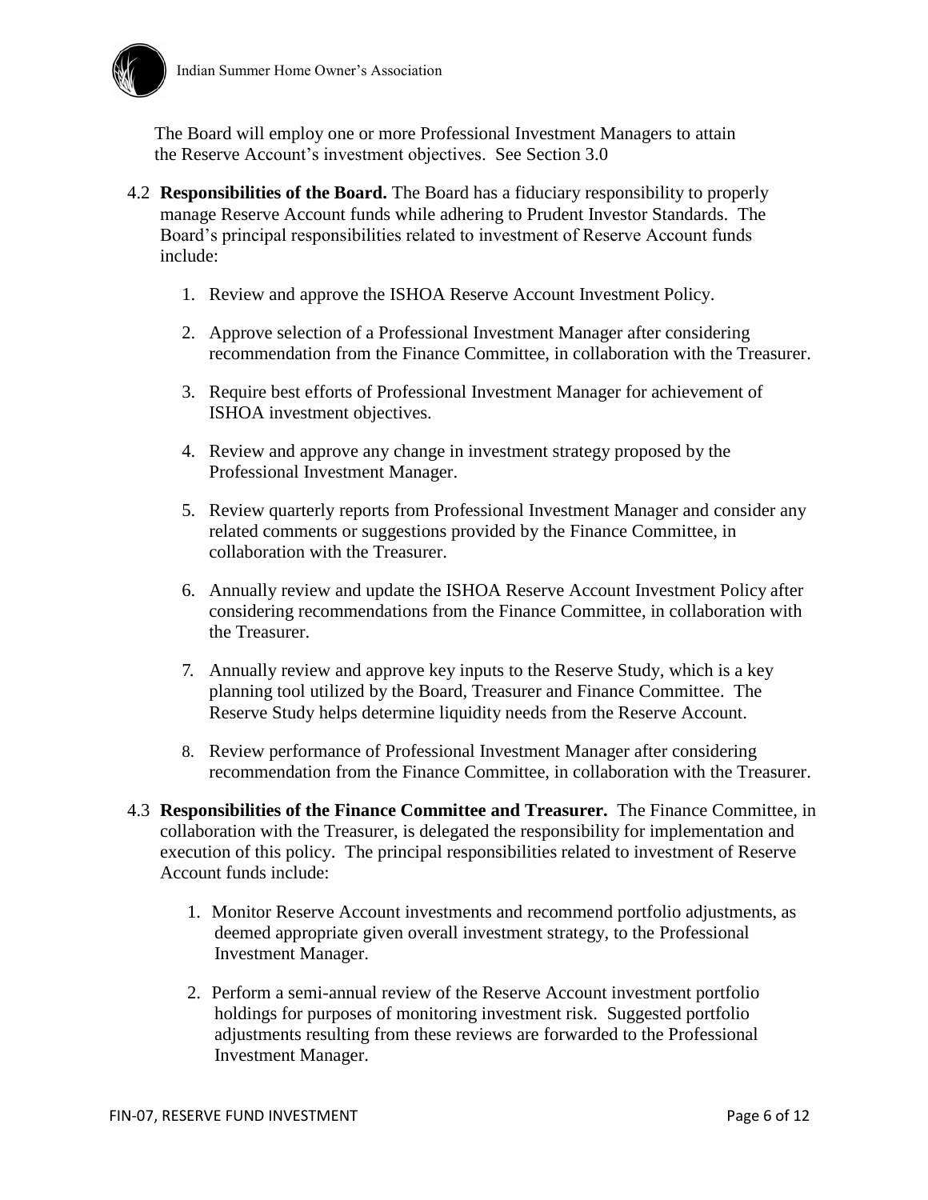The Board will employ one or more Professional Investment Managers to attain the Reserve Account's investment objectives. See Section 3.0

4.2 **Responsibilities of the Board.** The Board has a fiduciary responsibility to properly manage Reserve Account funds while adhering to Prudent Investor Standards. The Board's principal responsibilities related to investment of Reserve Account funds include:

1. Review and approve the ISHOA Reserve Account Investment Policy.

2. Approve selection of a Professional Investment Manager after considering recommendation from the Finance Committee, in collaboration with the Treasurer.

3. Require best efforts of Professional Investment Manager for achievement of ISHOA investment objectives.

4. Review and approve any change in investment strategy proposed by the Professional Investment Manager.

5. Review quarterly reports from Professional Investment Manager and consider any related comments or suggestions provided by the Finance Committee, in collaboration with the Treasurer.

6. Annually review and update the ISHOA Reserve Account Investment Policy after considering recommendations from the Finance Committee, in collaboration with the Treasurer.

7. Annually review and approve key inputs to the Reserve Study, which is a key planning tool utilized by the Board, Treasurer and Finance Committee. The Reserve Study helps determine liquidity needs from the Reserve Account.

8. Review performance of Professional Investment Manager after considering recommendation from the Finance Committee, in collaboration with the Treasurer.

4.3 **Responsibilities of the Finance Committee and Treasurer.** The Finance Committee, in collaboration with the Treasurer, is delegated the responsibility for implementation and execution of this policy. The principal responsibilities related to investment of Reserve Account funds include:

1. Monitor Reserve Account investments and recommend portfolio adjustments, as deemed appropriate given overall investment strategy, to the Professional Investment Manager.

2. Perform a semi-annual review of the Reserve Account investment portfolio holdings for purposes of monitoring investment risk. Suggested portfolio adjustments resulting from these reviews are forwarded to the Professional Investment Manager.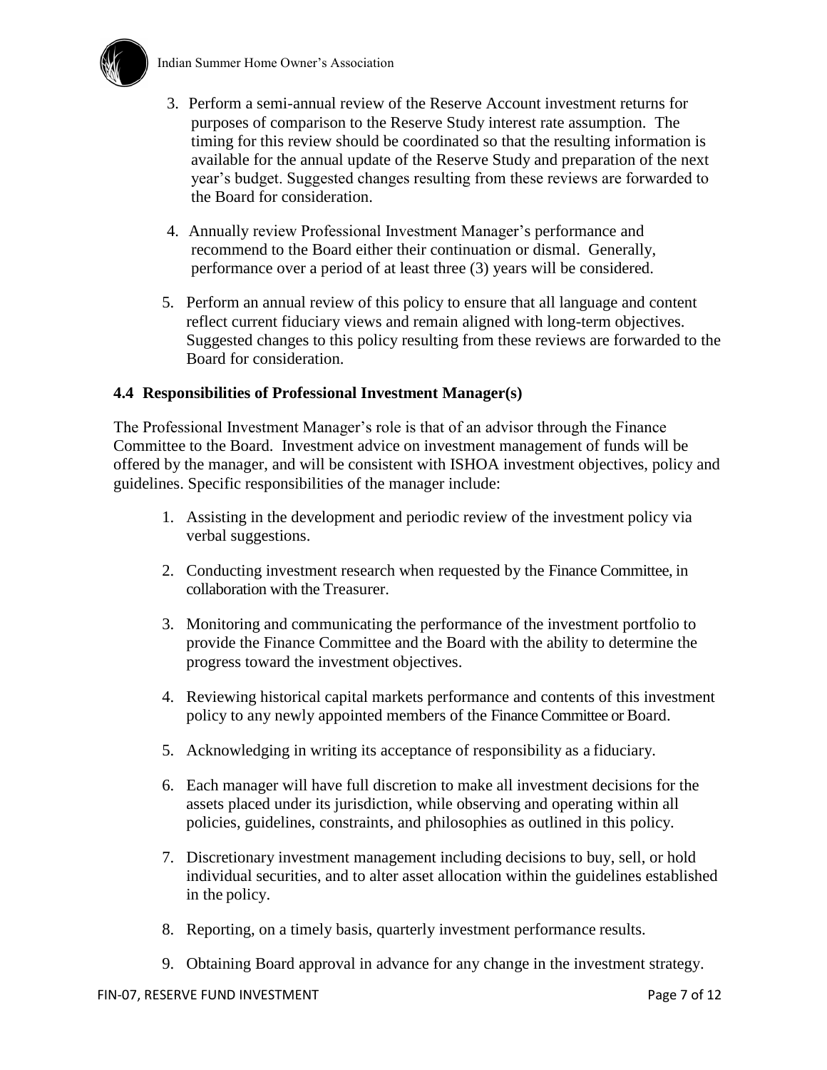3. Perform a semi-annual review of the Reserve Account investment returns for purposes of comparison to the Reserve Study interest rate assumption. The timing for this review should be coordinated so that the resulting information is available for the annual update of the Reserve Study and preparation of the next year's budget. Suggested changes resulting from these reviews are forwarded to the Board for consideration.

4. Annually review Professional Investment Manager's performance and recommend to the Board either their continuation or dismal. Generally, performance over a period of at least three (3) years will be considered.

5. Perform an annual review of this policy to ensure that all language and content reflect current fiduciary views and remain aligned with long-term objectives. Suggested changes to this policy resulting from these reviews are forwarded to the Board for consideration.

### 4.4 Responsibilities of Professional Investment Manager(s)

The Professional Investment Manager's role is that of an advisor through the Finance Committee to the Board. Investment advice on investment management of funds will be offered by the manager, and will be consistent with ISHOA investment objectives, policy and guidelines. Specific responsibilities of the manager include:

1. Assisting in the development and periodic review of the investment policy via verbal suggestions.

2. Conducting investment research when requested by the Finance Committee, in collaboration with the Treasurer.

3. Monitoring and communicating the performance of the investment portfolio to provide the Finance Committee and the Board with the ability to determine the progress toward the investment objectives.

4. Reviewing historical capital markets performance and contents of this investment policy to any newly appointed members of the Finance Committee or Board.

5. Acknowledging in writing its acceptance of responsibility as a fiduciary.

6. Each manager will have full discretion to make all investment decisions for the assets placed under its jurisdiction, while observing and operating within all policies, guidelines, constraints, and philosophies as outlined in this policy.

7. Discretionary investment management including decisions to buy, sell, or hold individual securities, and to alter asset allocation within the guidelines established in the policy.

8. Reporting, on a timely basis, quarterly investment performance results.

9. Obtaining Board approval in advance for any change in the investment strategy.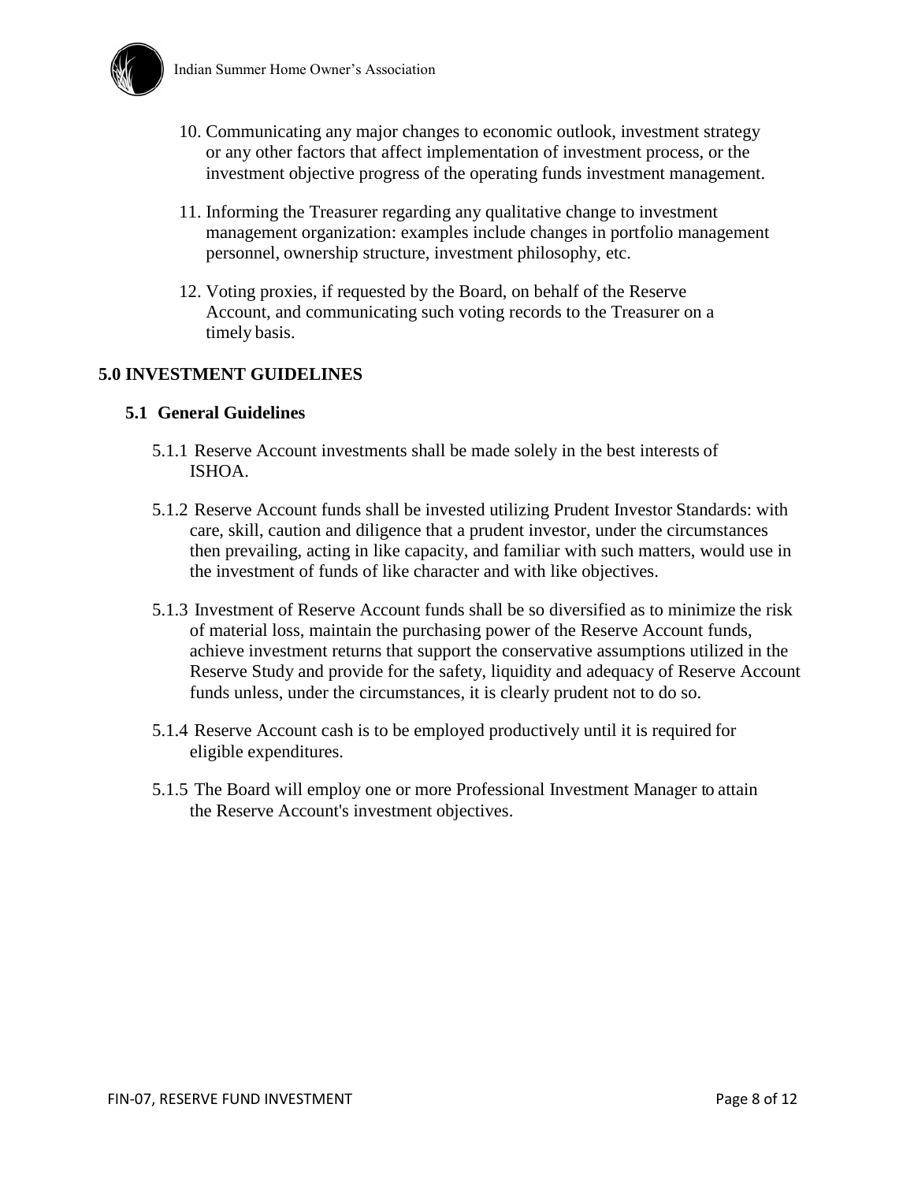10. Communicating any major changes to economic outlook, investment strategy or any other factors that affect implementation of investment process, or the investment objective progress of the operating funds investment management.

11. Informing the Treasurer regarding any qualitative change to investment management organization: examples include changes in portfolio management personnel, ownership structure, investment philosophy, etc.

12. Voting proxies, if requested by the Board, on behalf of the Reserve Account, and communicating such voting records to the Treasurer on a timely basis.

## 5.0 INVESTMENT GUIDELINES

### 5.1 General Guidelines

5.1.1 Reserve Account investments shall be made solely in the best interests of ISHOA.

5.1.2 Reserve Account funds shall be invested utilizing Prudent Investor Standards: with care, skill, caution and diligence that a prudent investor, under the circumstances then prevailing, acting in like capacity, and familiar with such matters, would use in the investment of funds of like character and with like objectives.

5.1.3 Investment of Reserve Account funds shall be so diversified as to minimize the risk of material loss, maintain the purchasing power of the Reserve Account funds, achieve investment returns that support the conservative assumptions utilized in the Reserve Study and provide for the safety, liquidity and adequacy of Reserve Account funds unless, under the circumstances, it is clearly prudent not to do so.

5.1.4 Reserve Account cash is to be employed productively until it is required for eligible expenditures.

5.1.5 The Board will employ one or more Professional Investment Manager to attain the Reserve Account's investment objectives.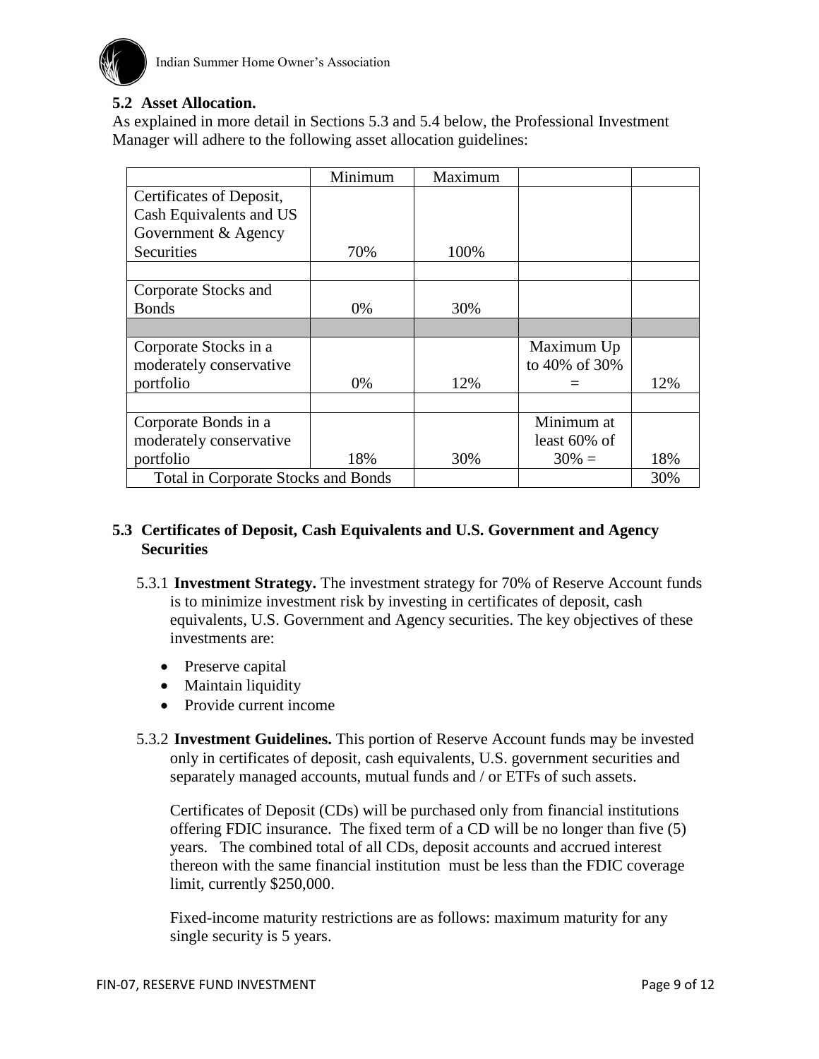### 5.2 Asset Allocation.

As explained in more detail in Sections 5.3 and 5.4 below, the Professional Investment Manager will adhere to the following asset allocation guidelines:

| | Minimum | Maximum | | |
|---|---|---|---|---|
| Certificates of Deposit, Cash Equivalents and US Government & Agency Securities | 70% | 100% | | |
| | | | | |
| Corporate Stocks and Bonds | 0% | 30% | | |
| | | | | |
| Corporate Stocks in a moderately conservative portfolio | 0% | 12% | Maximum Up to 40% of 30% = | 12% |
| | | | | |
| Corporate Bonds in a moderately conservative portfolio | 18% | 30% | Minimum at least 60% of 30% = | 18% |
| Total in Corporate Stocks and Bonds | | | | 30% |

### 5.3 Certificates of Deposit, Cash Equivalents and U.S. Government and Agency Securities

5.3.1 **Investment Strategy.** The investment strategy for 70% of Reserve Account funds is to minimize investment risk by investing in certificates of deposit, cash equivalents, U.S. Government and Agency securities. The key objectives of these investments are:

- Preserve capital
- Maintain liquidity
- Provide current income

5.3.2 **Investment Guidelines.** This portion of Reserve Account funds may be invested only in certificates of deposit, cash equivalents, U.S. government securities and separately managed accounts, mutual funds and / or ETFs of such assets.

Certificates of Deposit (CDs) will be purchased only from financial institutions offering FDIC insurance. The fixed term of a CD will be no longer than five (5) years. The combined total of all CDs, deposit accounts and accrued interest thereon with the same financial institution must be less than the FDIC coverage limit, currently $250,000.

Fixed-income maturity restrictions are as follows: maximum maturity for any single security is 5 years.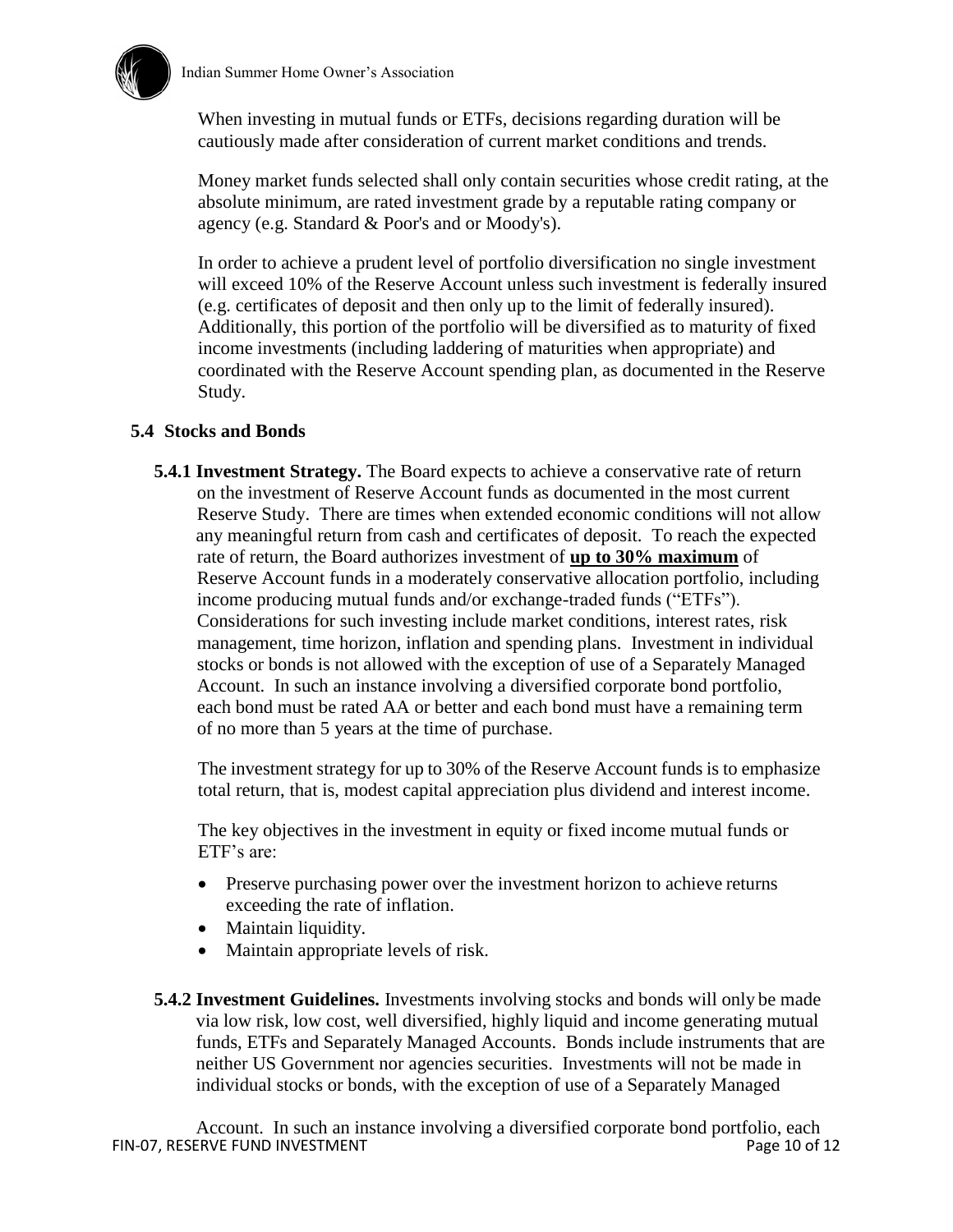When investing in mutual funds or ETFs, decisions regarding duration will be cautiously made after consideration of current market conditions and trends.

Money market funds selected shall only contain securities whose credit rating, at the absolute minimum, are rated investment grade by a reputable rating company or agency (e.g. Standard & Poor's and or Moody's).

In order to achieve a prudent level of portfolio diversification no single investment will exceed 10% of the Reserve Account unless such investment is federally insured (e.g. certificates of deposit and then only up to the limit of federally insured). Additionally, this portion of the portfolio will be diversified as to maturity of fixed income investments (including laddering of maturities when appropriate) and coordinated with the Reserve Account spending plan, as documented in the Reserve Study.

### 5.4 Stocks and Bonds

**5.4.1 Investment Strategy.** The Board expects to achieve a conservative rate of return on the investment of Reserve Account funds as documented in the most current Reserve Study. There are times when extended economic conditions will not allow any meaningful return from cash and certificates of deposit. To reach the expected rate of return, the Board authorizes investment of **up to 30% maximum** of Reserve Account funds in a moderately conservative allocation portfolio, including income producing mutual funds and/or exchange-traded funds ("ETFs"). Considerations for such investing include market conditions, interest rates, risk management, time horizon, inflation and spending plans. Investment in individual stocks or bonds is not allowed with the exception of use of a Separately Managed Account. In such an instance involving a diversified corporate bond portfolio, each bond must be rated AA or better and each bond must have a remaining term of no more than 5 years at the time of purchase.

The investment strategy for up to 30% of the Reserve Account funds is to emphasize total return, that is, modest capital appreciation plus dividend and interest income.

The key objectives in the investment in equity or fixed income mutual funds or ETF's are:

- Preserve purchasing power over the investment horizon to achieve returns exceeding the rate of inflation.
- Maintain liquidity.
- Maintain appropriate levels of risk.

**5.4.2 Investment Guidelines.** Investments involving stocks and bonds will only be made via low risk, low cost, well diversified, highly liquid and income generating mutual funds, ETFs and Separately Managed Accounts. Bonds include instruments that are neither US Government nor agencies securities. Investments will not be made in individual stocks or bonds, with the exception of use of a Separately Managed Account. In such an instance involving a diversified corporate bond portfolio, each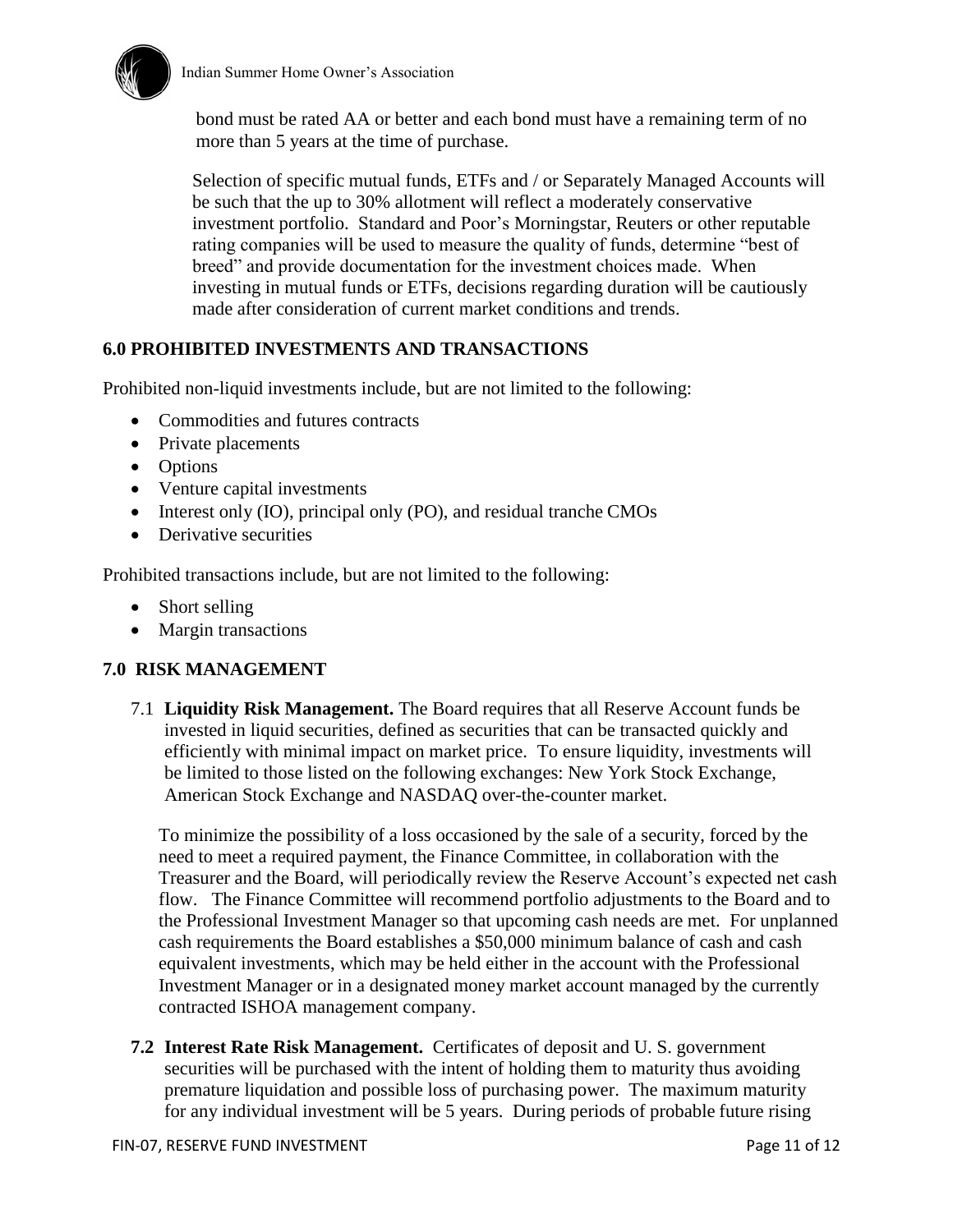bond must be rated AA or better and each bond must have a remaining term of no more than 5 years at the time of purchase.

Selection of specific mutual funds, ETFs and / or Separately Managed Accounts will be such that the up to 30% allotment will reflect a moderately conservative investment portfolio. Standard and Poor's Morningstar, Reuters or other reputable rating companies will be used to measure the quality of funds, determine "best of breed" and provide documentation for the investment choices made. When investing in mutual funds or ETFs, decisions regarding duration will be cautiously made after consideration of current market conditions and trends.

## 6.0 PROHIBITED INVESTMENTS AND TRANSACTIONS

Prohibited non-liquid investments include, but are not limited to the following:

- Commodities and futures contracts
- Private placements
- Options
- Venture capital investments
- Interest only (IO), principal only (PO), and residual tranche CMOs
- Derivative securities

Prohibited transactions include, but are not limited to the following:

- Short selling
- Margin transactions

## 7.0 RISK MANAGEMENT

7.1 **Liquidity Risk Management.** The Board requires that all Reserve Account funds be invested in liquid securities, defined as securities that can be transacted quickly and efficiently with minimal impact on market price. To ensure liquidity, investments will be limited to those listed on the following exchanges: New York Stock Exchange, American Stock Exchange and NASDAQ over-the-counter market.

To minimize the possibility of a loss occasioned by the sale of a security, forced by the need to meet a required payment, the Finance Committee, in collaboration with the Treasurer and the Board, will periodically review the Reserve Account's expected net cash flow. The Finance Committee will recommend portfolio adjustments to the Board and to the Professional Investment Manager so that upcoming cash needs are met. For unplanned cash requirements the Board establishes a $50,000 minimum balance of cash and cash equivalent investments, which may be held either in the account with the Professional Investment Manager or in a designated money market account managed by the currently contracted ISHOA management company.

**7.2 Interest Rate Risk Management.** Certificates of deposit and U. S. government securities will be purchased with the intent of holding them to maturity thus avoiding premature liquidation and possible loss of purchasing power. The maximum maturity for any individual investment will be 5 years. During periods of probable future rising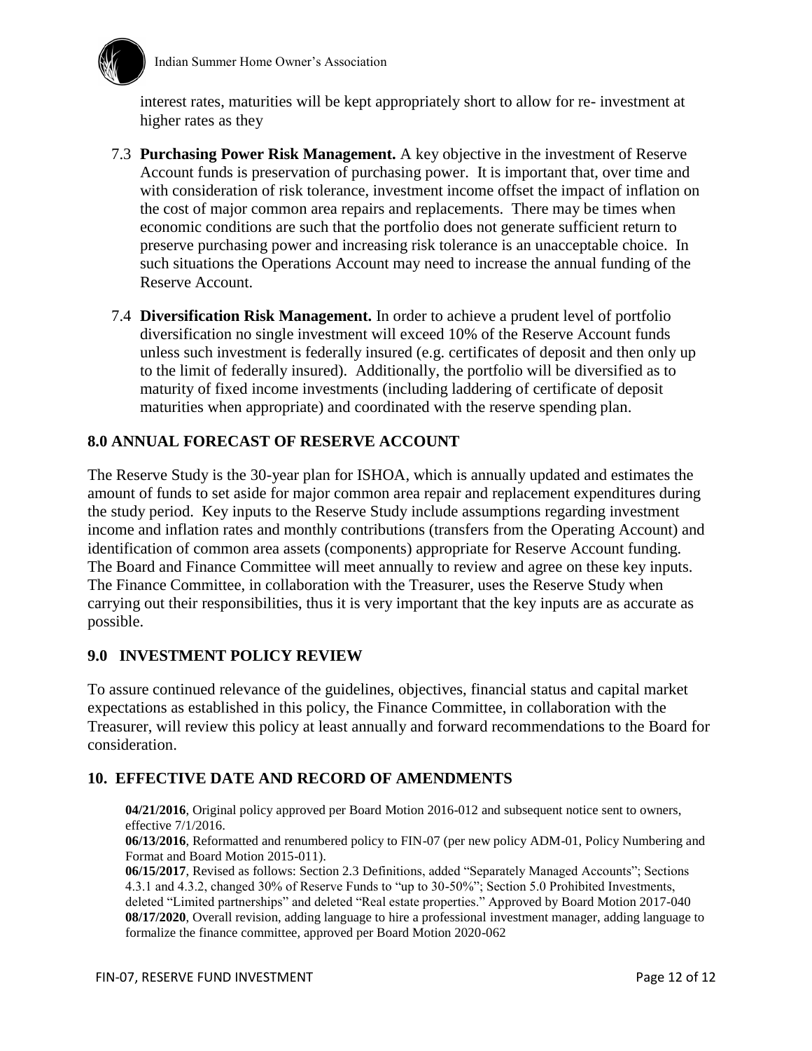interest rates, maturities will be kept appropriately short to allow for re- investment at higher rates as they

7.3 **Purchasing Power Risk Management.** A key objective in the investment of Reserve Account funds is preservation of purchasing power. It is important that, over time and with consideration of risk tolerance, investment income offset the impact of inflation on the cost of major common area repairs and replacements. There may be times when economic conditions are such that the portfolio does not generate sufficient return to preserve purchasing power and increasing risk tolerance is an unacceptable choice. In such situations the Operations Account may need to increase the annual funding of the Reserve Account.

7.4 **Diversification Risk Management.** In order to achieve a prudent level of portfolio diversification no single investment will exceed 10% of the Reserve Account funds unless such investment is federally insured (e.g. certificates of deposit and then only up to the limit of federally insured). Additionally, the portfolio will be diversified as to maturity of fixed income investments (including laddering of certificate of deposit maturities when appropriate) and coordinated with the reserve spending plan.

## 8.0 ANNUAL FORECAST OF RESERVE ACCOUNT

The Reserve Study is the 30-year plan for ISHOA, which is annually updated and estimates the amount of funds to set aside for major common area repair and replacement expenditures during the study period. Key inputs to the Reserve Study include assumptions regarding investment income and inflation rates and monthly contributions (transfers from the Operating Account) and identification of common area assets (components) appropriate for Reserve Account funding. The Board and Finance Committee will meet annually to review and agree on these key inputs. The Finance Committee, in collaboration with the Treasurer, uses the Reserve Study when carrying out their responsibilities, thus it is very important that the key inputs are as accurate as possible.

## 9.0 INVESTMENT POLICY REVIEW

To assure continued relevance of the guidelines, objectives, financial status and capital market expectations as established in this policy, the Finance Committee, in collaboration with the Treasurer, will review this policy at least annually and forward recommendations to the Board for consideration.

## 10. EFFECTIVE DATE AND RECORD OF AMENDMENTS

**04/21/2016**, Original policy approved per Board Motion 2016-012 and subsequent notice sent to owners, effective 7/1/2016.

**06/13/2016**, Reformatted and renumbered policy to FIN-07 (per new policy ADM-01, Policy Numbering and Format and Board Motion 2015-011).

**06/15/2017**, Revised as follows: Section 2.3 Definitions, added "Separately Managed Accounts"; Sections 4.3.1 and 4.3.2, changed 30% of Reserve Funds to "up to 30-50%"; Section 5.0 Prohibited Investments, deleted "Limited partnerships" and deleted "Real estate properties." Approved by Board Motion 2017-040

**08/17/2020**, Overall revision, adding language to hire a professional investment manager, adding language to formalize the finance committee, approved per Board Motion 2020-062